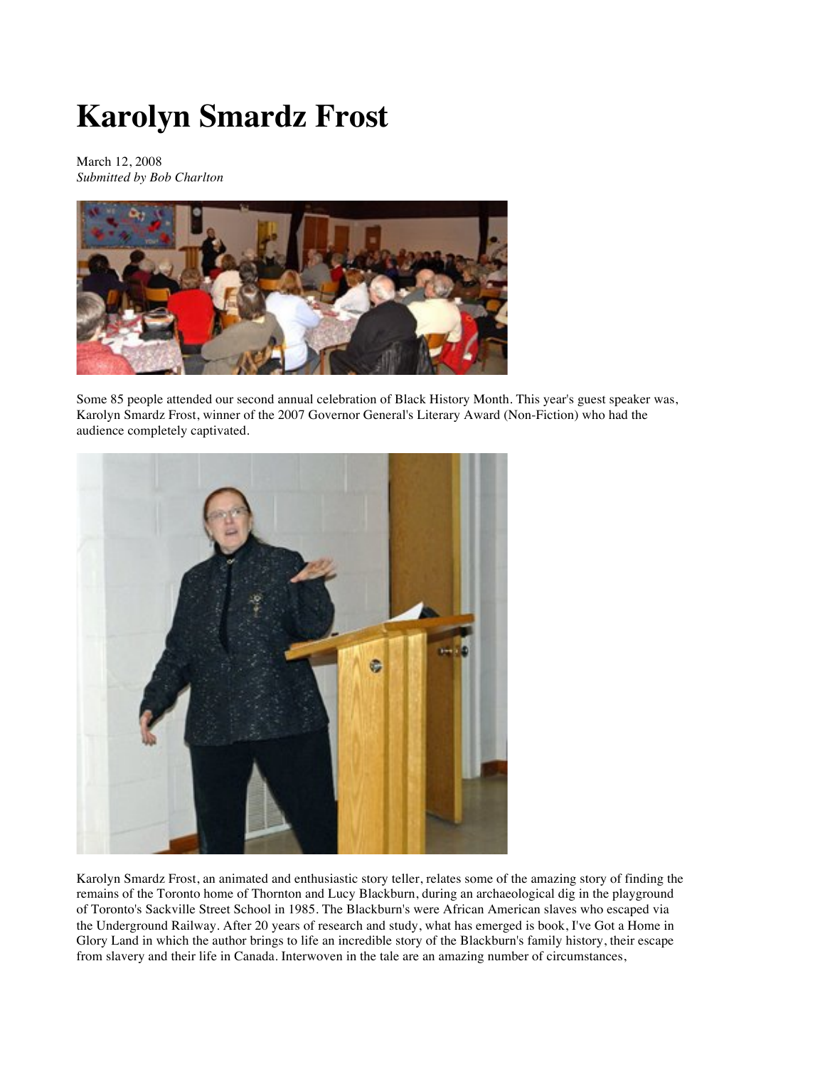# Karolyn Smardz Frost

March 12, 2008
*Submitted by Bob Charlton*

Some 85 people attended our second annual celebration of Black History Month. This year's guest speaker was, Karolyn Smardz Frost, winner of the 2007 Governor General's Literary Award (Non-Fiction) who had the audience completely captivated.

Karolyn Smardz Frost, an animated and enthusiastic story teller, relates some of the amazing story of finding the remains of the Toronto home of Thornton and Lucy Blackburn, during an archaeological dig in the playground of Toronto's Sackville Street School in 1985. The Blackburn's were African American slaves who escaped via the Underground Railway. After 20 years of research and study, what has emerged is book, I've Got a Home in Glory Land in which the author brings to life an incredible story of the Blackburn's family history, their escape from slavery and their life in Canada. Interwoven in the tale are an amazing number of circumstances,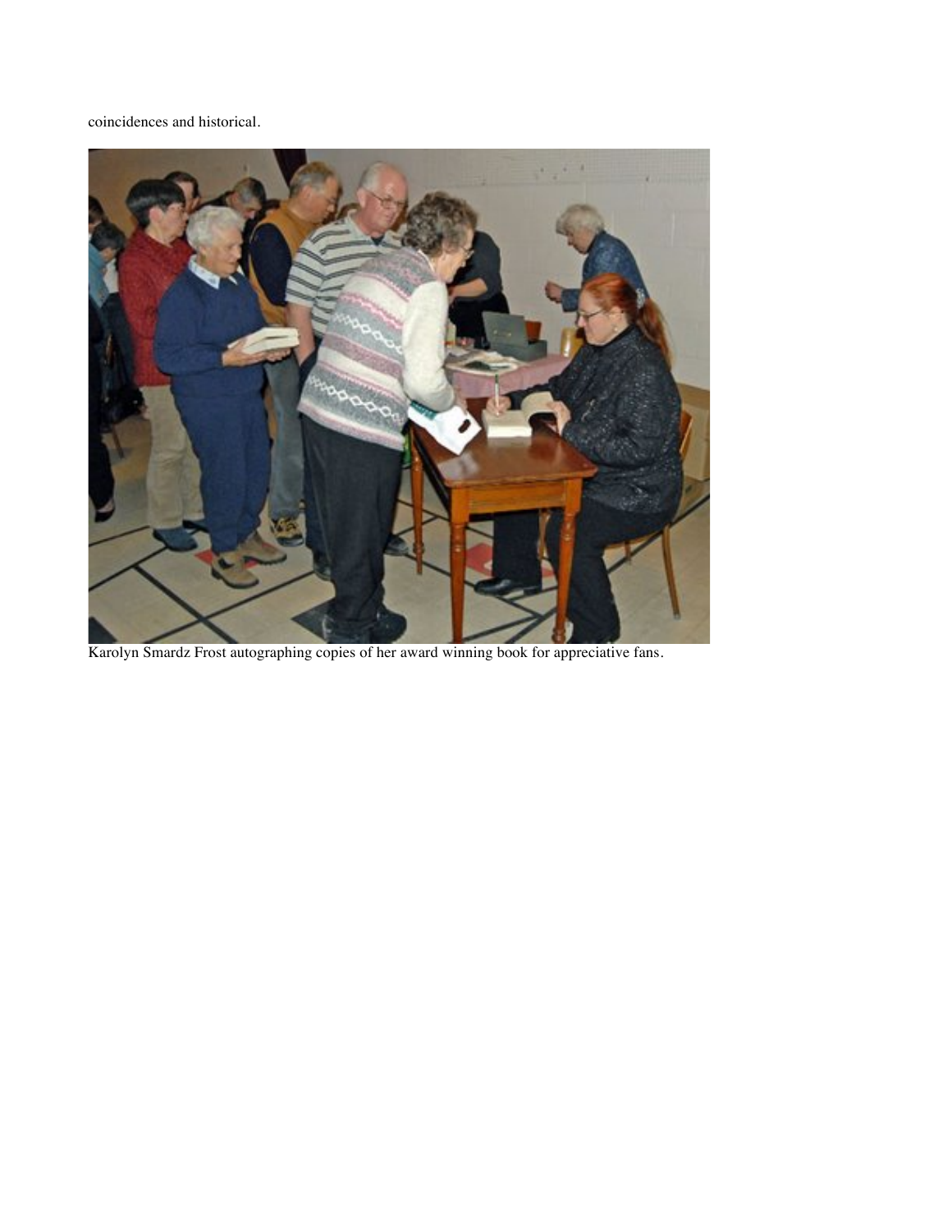coincidences and historical.

Karolyn Smardz Frost autographing copies of her award winning book for appreciative fans.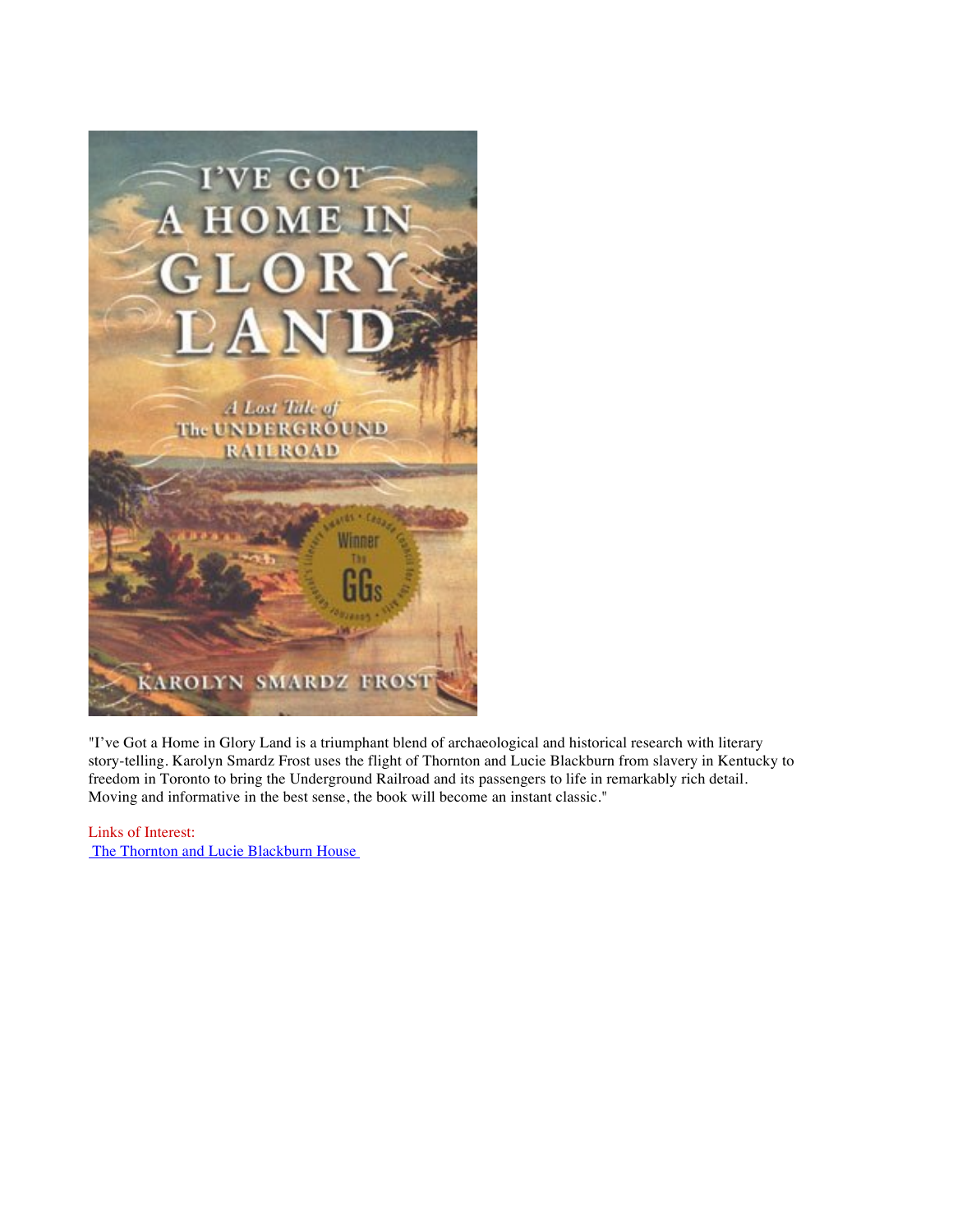"I've Got a Home in Glory Land is a triumphant blend of archaeological and historical research with literary story-telling. Karolyn Smardz Frost uses the flight of Thornton and Lucie Blackburn from slavery in Kentucky to freedom in Toronto to bring the Underground Railroad and its passengers to life in remarkably rich detail. Moving and informative in the best sense, the book will become an instant classic."

Links of Interest:

The Thornton and Lucie Blackburn House